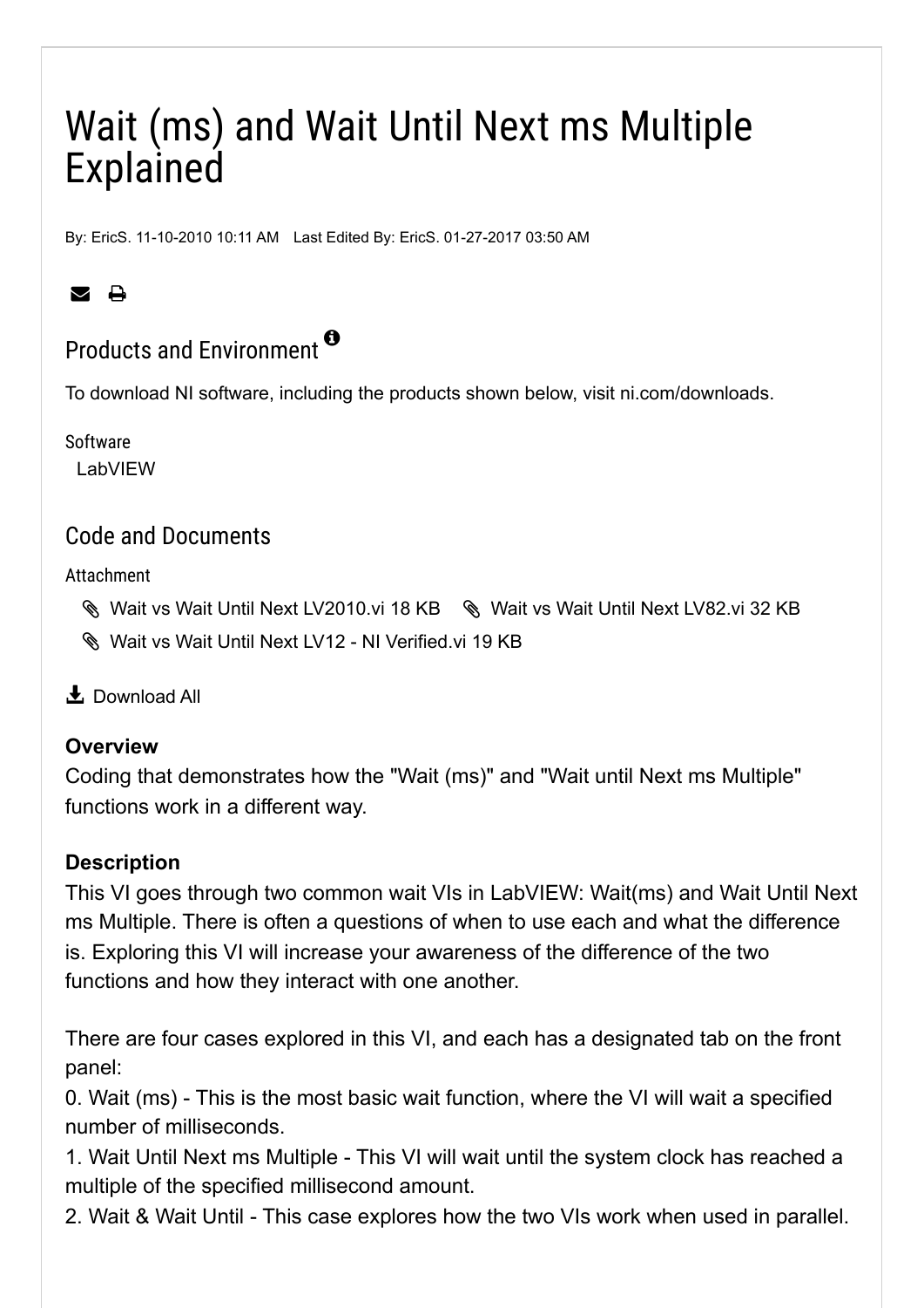# Wait (ms) and Wait Until Next ms Multiple Explained

By: EricS. 11-10-2010 10:11 AM   Last Edited By: EricS. 01-27-2017 03:50 AM

## Products and Environment

To download NI software, including the products shown below, visit ni.com/downloads.

Software
LabVIEW

## Code and Documents

Attachment

- Wait vs Wait Until Next LV2010.vi 18 KB
- Wait vs Wait Until Next LV82.vi 32 KB
- Wait vs Wait Until Next LV12 - NI Verified.vi 19 KB

Download All

**Overview**

Coding that demonstrates how the "Wait (ms)" and "Wait until Next ms Multiple" functions work in a different way.

**Description**

This VI goes through two common wait VIs in LabVIEW: Wait(ms) and Wait Until Next ms Multiple. There is often a questions of when to use each and what the difference is. Exploring this VI will increase your awareness of the difference of the two functions and how they interact with one another.

There are four cases explored in this VI, and each has a designated tab on the front panel:

0. Wait (ms) - This is the most basic wait function, where the VI will wait a specified number of milliseconds.
1. Wait Until Next ms Multiple - This VI will wait until the system clock has reached a multiple of the specified millisecond amount.
2. Wait & Wait Until - This case explores how the two VIs work when used in parallel.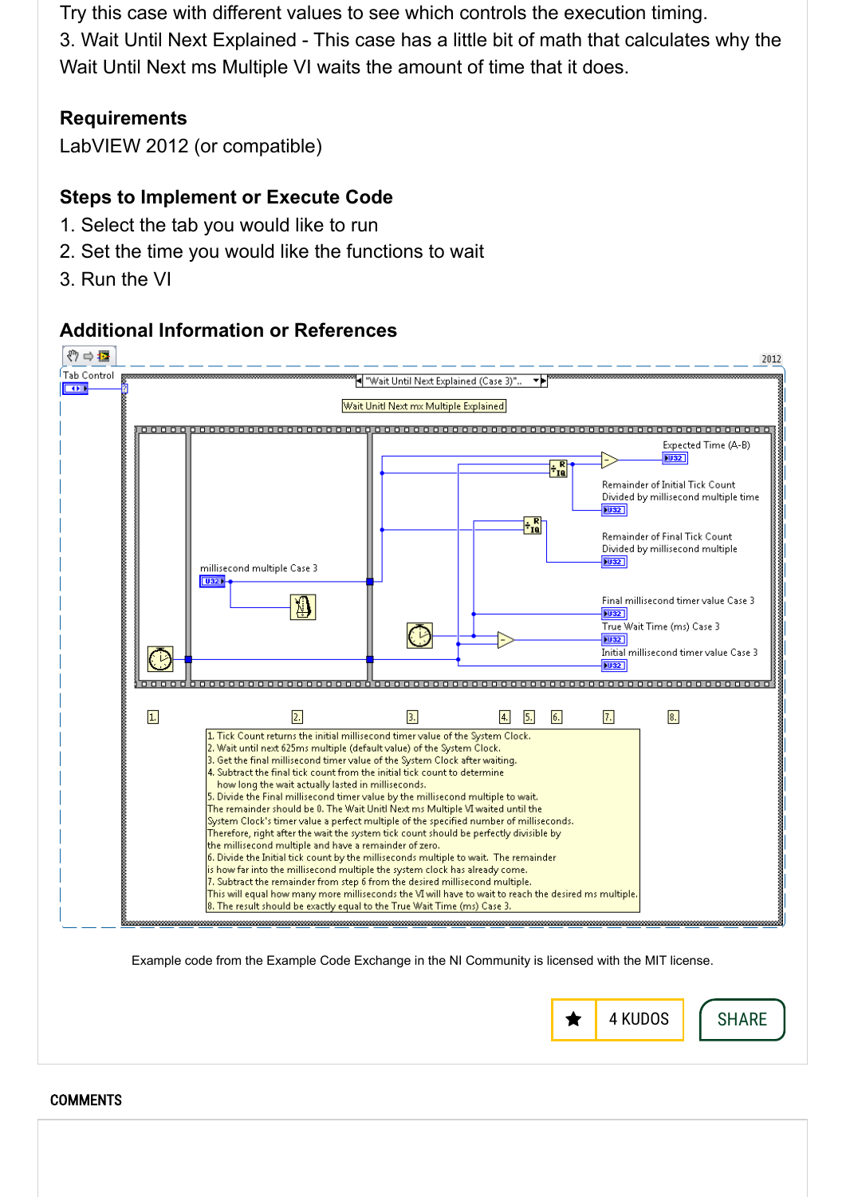Try this case with different values to see which controls the execution timing.

3. Wait Until Next Explained - This case has a little bit of math that calculates why the Wait Until Next ms Multiple VI waits the amount of time that it does.

### Requirements

LabVIEW 2012 (or compatible)

### Steps to Implement or Execute Code

1. Select the tab you would like to run
2. Set the time you would like the functions to wait
3. Run the VI

### Additional Information or References

Tab Control

"Wait Until Next Explained (Case 3)"

Wait Unitl Next mx Multiple Explained

millisecond multiple Case 3

Expected Time (A-B)

Remainder of Initial Tick Count Divided by millisecond multiple time

Remainder of Final Tick Count Divided by millisecond multiple

Final millisecond timer value Case 3

True Wait Time (ms) Case 3

Initial millisecond timer value Case 3

1. Tick Count returns the initial millisecond timer value of the System Clock.
2. Wait until next 625ms multiple (default value) of the System Clock.
3. Get the final millisecond timer value of the System Clock after waiting.
4. Subtract the final tick count from the initial tick count to determine how long the wait actually lasted in milliseconds.
5. Divide the Final millisecond timer value by the millisecond multiple to wait. The remainder should be 0. The Wait Unitl Next ms Multiple VI waited until the System Clock's timer value a perfect multiple of the specified number of milliseconds. Therefore, right after the wait the system tick count should be perfectly divisible by the millisecond multiple and have a remainder of zero.
6. Divide the Initial tick count by the milliseconds multiple to wait. The remainder is how far into the millisecond multiple the system clock has already come.
7. Subtract the remainder from step 6 from the desired millisecond multiple. This will equal how many more milliseconds the VI will have to wait to reach the desired ms multiple.
8. The result should be exactly equal to the True Wait Time (ms) Case 3.

Example code from the Example Code Exchange in the NI Community is licensed with the MIT license.

4 KUDOS

SHARE

**COMMENTS**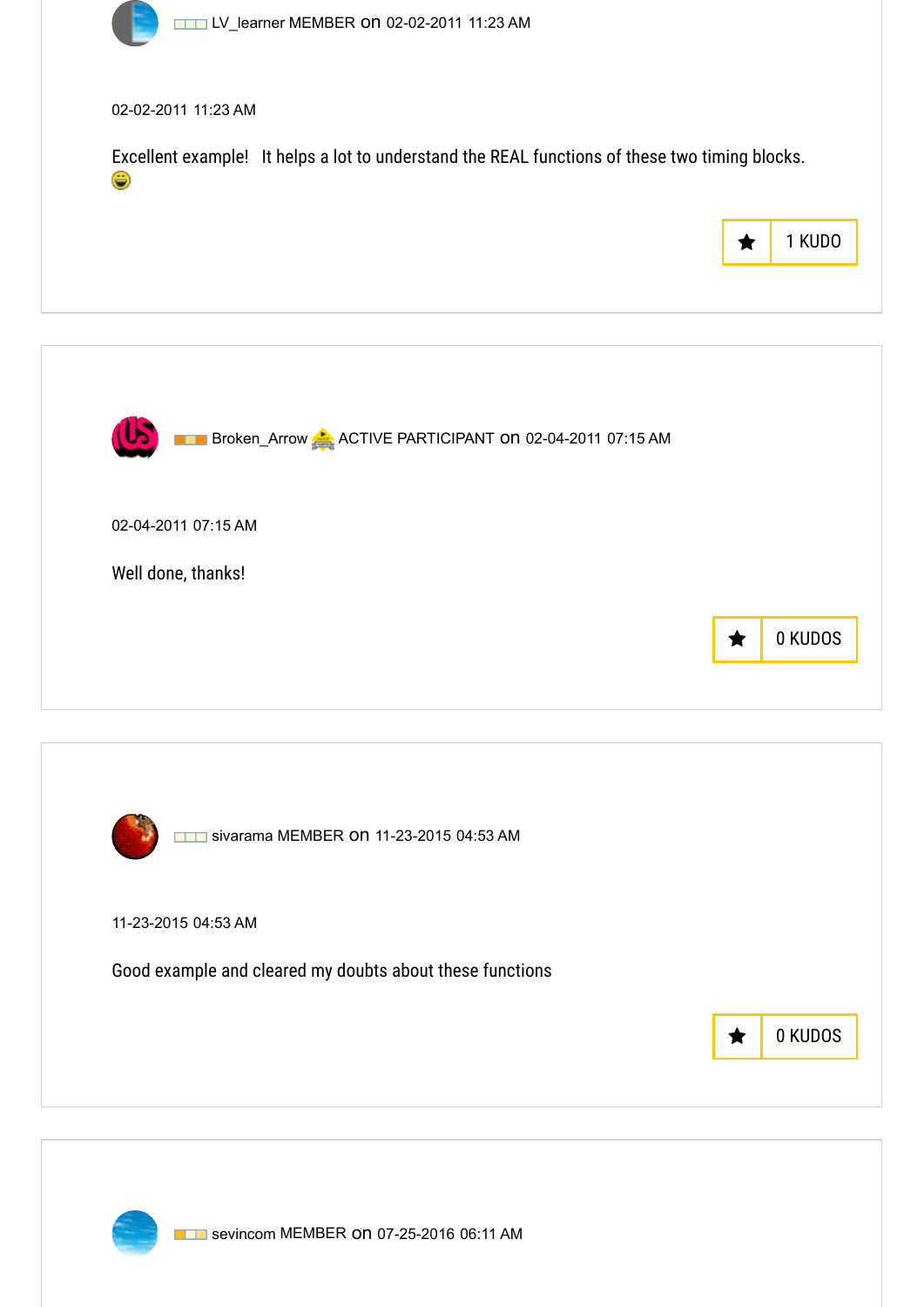LV_learner MEMBER on 02-02-2011 11:23 AM

02-02-2011 11:23 AM

Excellent example!   It helps a lot to understand the REAL functions of these two timing blocks. 😀

1 KUDO

---

Broken_Arrow ACTIVE PARTICIPANT on 02-04-2011 07:15 AM

02-04-2011 07:15 AM

Well done, thanks!

0 KUDOS

---

sivarama MEMBER on 11-23-2015 04:53 AM

11-23-2015 04:53 AM

Good example and cleared my doubts about these functions

0 KUDOS

---

sevincom MEMBER on 07-25-2016 06:11 AM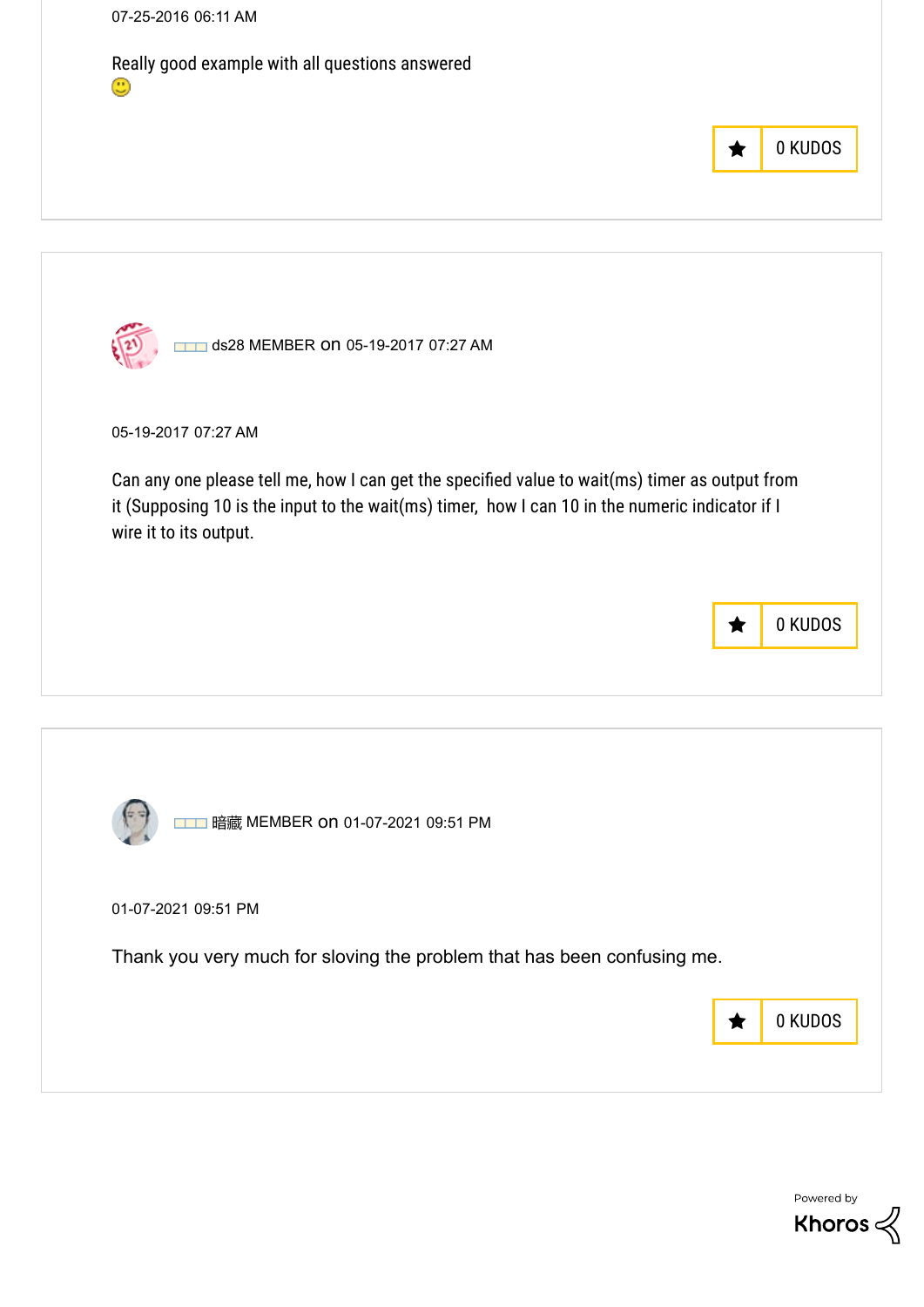07-25-2016 06:11 AM

Really good example with all questions answered 🙂

0 KUDOS

---

ds28 MEMBER on 05-19-2017 07:27 AM

05-19-2017 07:27 AM

Can any one please tell me, how I can get the specified value to wait(ms) timer as output from it (Supposing 10 is the input to the wait(ms) timer, how I can 10 in the numeric indicator if I wire it to its output.

0 KUDOS

---

暗藏 MEMBER on 01-07-2021 09:51 PM

01-07-2021 09:51 PM

Thank you very much for sloving the problem that has been confusing me.

0 KUDOS

Powered by Khoros